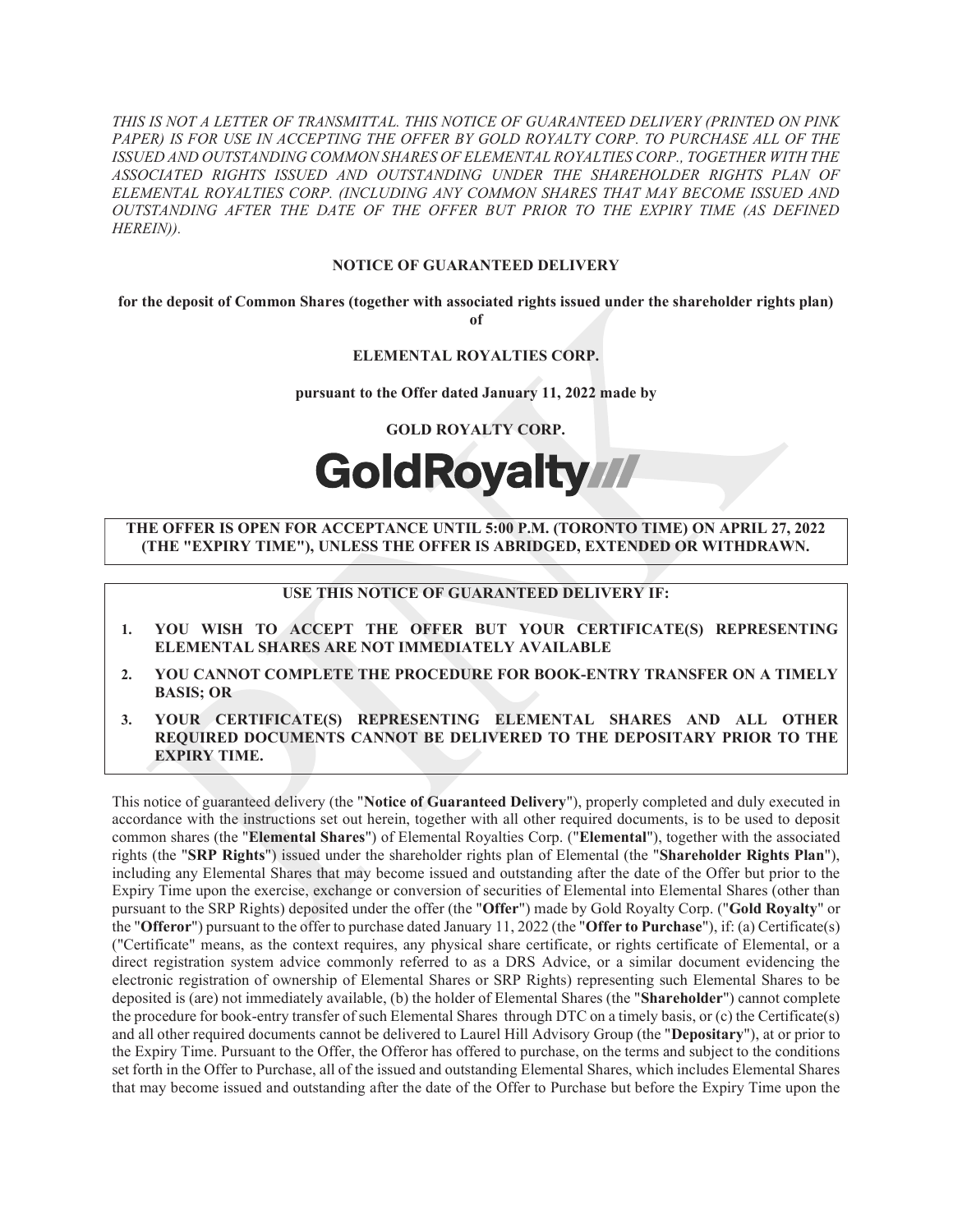*THIS IS NOT A LETTER OF TRANSMITTAL. THIS NOTICE OF GUARANTEED DELIVERY (PRINTED ON PINK PAPER) IS FOR USE IN ACCEPTING THE OFFER BY GOLD ROYALTY CORP. TO PURCHASE ALL OF THE ISSUED AND OUTSTANDING COMMON SHARES OF ELEMENTAL ROYALTIES CORP., TOGETHER WITH THE ASSOCIATED RIGHTS ISSUED AND OUTSTANDING UNDER THE SHAREHOLDER RIGHTS PLAN OF ELEMENTAL ROYALTIES CORP. (INCLUDING ANY COMMON SHARES THAT MAY BECOME ISSUED AND OUTSTANDING AFTER THE DATE OF THE OFFER BUT PRIOR TO THE EXPIRY TIME (AS DEFINED HEREIN)).*

# NOTICE OF GUARANTEED DELIVERY

**for the deposit of Common Shares (together with associated rights issued under the shareholder rights plan) of**

**ELEMENTAL ROYALTIES CORP.**

**pursuant to the Offer dated January 11, 2022 made by**

**GOLD ROYALTY CORP.**

**GoldRoyalty**

**THE OFFER IS OPEN FOR ACCEPTANCE UNTIL 5:00 P.M. (TORONTO TIME) ON APRIL 27, 2022 (THE "EXPIRY TIME"), UNLESS THE OFFER IS ABRIDGED, EXTENDED OR WITHDRAWN.**

**USE THIS NOTICE OF GUARANTEED DELIVERY IF:**

1. **YOU WISH TO ACCEPT THE OFFER BUT YOUR CERTIFICATE(S) REPRESENTING ELEMENTAL SHARES ARE NOT IMMEDIATELY AVAILABLE**
2. **YOU CANNOT COMPLETE THE PROCEDURE FOR BOOK-ENTRY TRANSFER ON A TIMELY BASIS; OR**
3. **YOUR CERTIFICATE(S) REPRESENTING ELEMENTAL SHARES AND ALL OTHER REQUIRED DOCUMENTS CANNOT BE DELIVERED TO THE DEPOSITARY PRIOR TO THE EXPIRY TIME.**

This notice of guaranteed delivery (the "**Notice of Guaranteed Delivery**"), properly completed and duly executed in accordance with the instructions set out herein, together with all other required documents, is to be used to deposit common shares (the "**Elemental Shares**") of Elemental Royalties Corp. ("**Elemental**"), together with the associated rights (the "**SRP Rights**") issued under the shareholder rights plan of Elemental (the "**Shareholder Rights Plan**"), including any Elemental Shares that may become issued and outstanding after the date of the Offer but prior to the Expiry Time upon the exercise, exchange or conversion of securities of Elemental into Elemental Shares (other than pursuant to the SRP Rights) deposited under the offer (the "**Offer**") made by Gold Royalty Corp. ("**Gold Royalty**" or the "**Offeror**") pursuant to the offer to purchase dated January 11, 2022 (the "**Offer to Purchase**"), if: (a) Certificate(s) ("Certificate" means, as the context requires, any physical share certificate, or rights certificate of Elemental, or a direct registration system advice commonly referred to as a DRS Advice, or a similar document evidencing the electronic registration of ownership of Elemental Shares or SRP Rights) representing such Elemental Shares to be deposited is (are) not immediately available, (b) the holder of Elemental Shares (the "**Shareholder**") cannot complete the procedure for book-entry transfer of such Elemental Shares through DTC on a timely basis, or (c) the Certificate(s) and all other required documents cannot be delivered to Laurel Hill Advisory Group (the "**Depositary**"), at or prior to the Expiry Time. Pursuant to the Offer, the Offeror has offered to purchase, on the terms and subject to the conditions set forth in the Offer to Purchase, all of the issued and outstanding Elemental Shares, which includes Elemental Shares that may become issued and outstanding after the date of the Offer to Purchase but before the Expiry Time upon the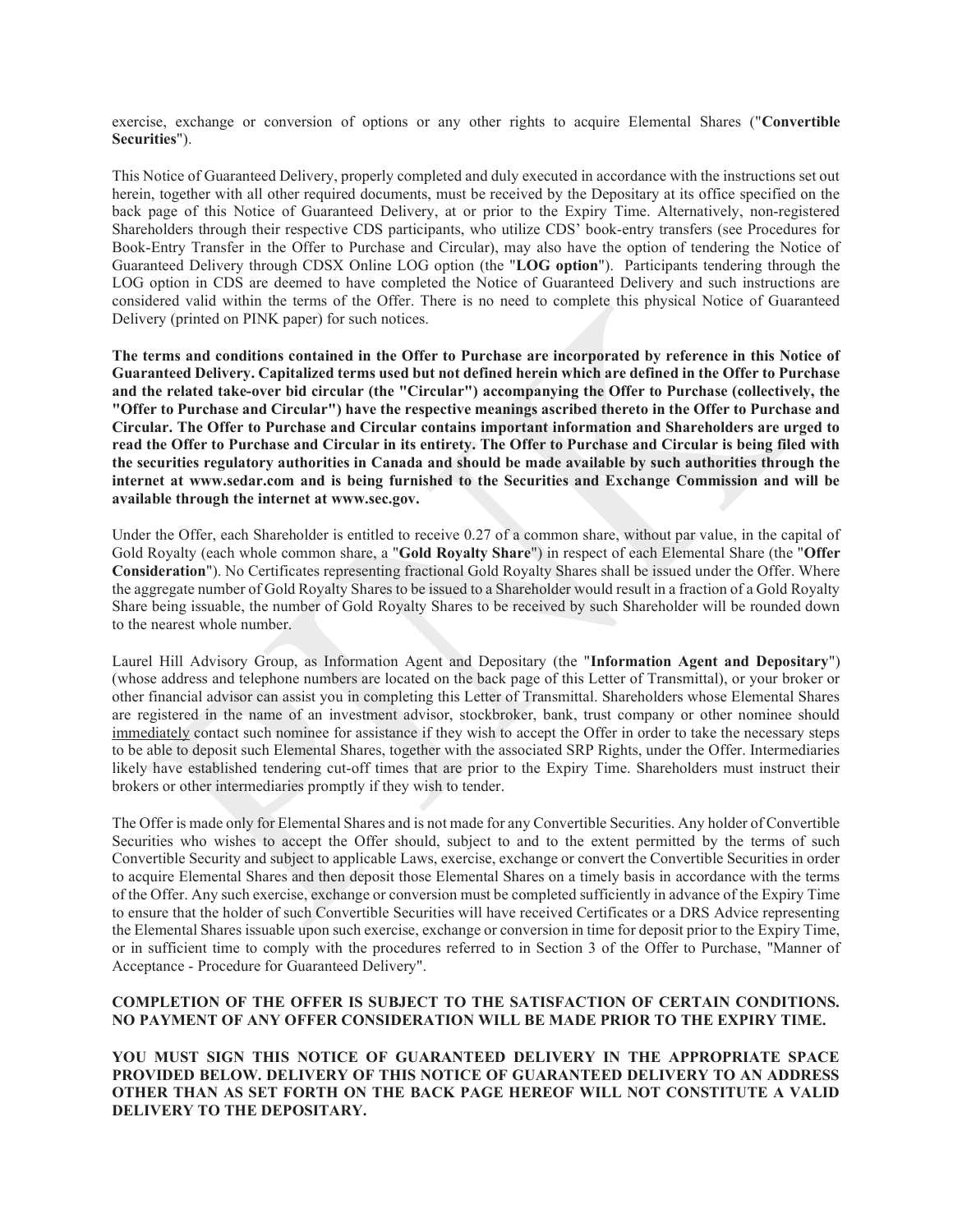exercise, exchange or conversion of options or any other rights to acquire Elemental Shares ("**Convertible Securities**").

This Notice of Guaranteed Delivery, properly completed and duly executed in accordance with the instructions set out herein, together with all other required documents, must be received by the Depositary at its office specified on the back page of this Notice of Guaranteed Delivery, at or prior to the Expiry Time. Alternatively, non-registered Shareholders through their respective CDS participants, who utilize CDS' book-entry transfers (see Procedures for Book-Entry Transfer in the Offer to Purchase and Circular), may also have the option of tendering the Notice of Guaranteed Delivery through CDSX Online LOG option (the "**LOG option**"). Participants tendering through the LOG option in CDS are deemed to have completed the Notice of Guaranteed Delivery and such instructions are considered valid within the terms of the Offer. There is no need to complete this physical Notice of Guaranteed Delivery (printed on PINK paper) for such notices.

**The terms and conditions contained in the Offer to Purchase are incorporated by reference in this Notice of Guaranteed Delivery. Capitalized terms used but not defined herein which are defined in the Offer to Purchase and the related take-over bid circular (the "Circular") accompanying the Offer to Purchase (collectively, the "Offer to Purchase and Circular") have the respective meanings ascribed thereto in the Offer to Purchase and Circular. The Offer to Purchase and Circular contains important information and Shareholders are urged to read the Offer to Purchase and Circular in its entirety. The Offer to Purchase and Circular is being filed with the securities regulatory authorities in Canada and should be made available by such authorities through the internet at www.sedar.com and is being furnished to the Securities and Exchange Commission and will be available through the internet at www.sec.gov.**

Under the Offer, each Shareholder is entitled to receive 0.27 of a common share, without par value, in the capital of Gold Royalty (each whole common share, a "**Gold Royalty Share**") in respect of each Elemental Share (the "**Offer Consideration**"). No Certificates representing fractional Gold Royalty Shares shall be issued under the Offer. Where the aggregate number of Gold Royalty Shares to be issued to a Shareholder would result in a fraction of a Gold Royalty Share being issuable, the number of Gold Royalty Shares to be received by such Shareholder will be rounded down to the nearest whole number.

Laurel Hill Advisory Group, as Information Agent and Depositary (the "**Information Agent and Depositary**") (whose address and telephone numbers are located on the back page of this Letter of Transmittal), or your broker or other financial advisor can assist you in completing this Letter of Transmittal. Shareholders whose Elemental Shares are registered in the name of an investment advisor, stockbroker, bank, trust company or other nominee should immediately contact such nominee for assistance if they wish to accept the Offer in order to take the necessary steps to be able to deposit such Elemental Shares, together with the associated SRP Rights, under the Offer. Intermediaries likely have established tendering cut-off times that are prior to the Expiry Time. Shareholders must instruct their brokers or other intermediaries promptly if they wish to tender.

The Offer is made only for Elemental Shares and is not made for any Convertible Securities. Any holder of Convertible Securities who wishes to accept the Offer should, subject to and to the extent permitted by the terms of such Convertible Security and subject to applicable Laws, exercise, exchange or convert the Convertible Securities in order to acquire Elemental Shares and then deposit those Elemental Shares on a timely basis in accordance with the terms of the Offer. Any such exercise, exchange or conversion must be completed sufficiently in advance of the Expiry Time to ensure that the holder of such Convertible Securities will have received Certificates or a DRS Advice representing the Elemental Shares issuable upon such exercise, exchange or conversion in time for deposit prior to the Expiry Time, or in sufficient time to comply with the procedures referred to in Section 3 of the Offer to Purchase, "Manner of Acceptance - Procedure for Guaranteed Delivery".

**COMPLETION OF THE OFFER IS SUBJECT TO THE SATISFACTION OF CERTAIN CONDITIONS. NO PAYMENT OF ANY OFFER CONSIDERATION WILL BE MADE PRIOR TO THE EXPIRY TIME.**

**YOU MUST SIGN THIS NOTICE OF GUARANTEED DELIVERY IN THE APPROPRIATE SPACE PROVIDED BELOW. DELIVERY OF THIS NOTICE OF GUARANTEED DELIVERY TO AN ADDRESS OTHER THAN AS SET FORTH ON THE BACK PAGE HEREOF WILL NOT CONSTITUTE A VALID DELIVERY TO THE DEPOSITARY.**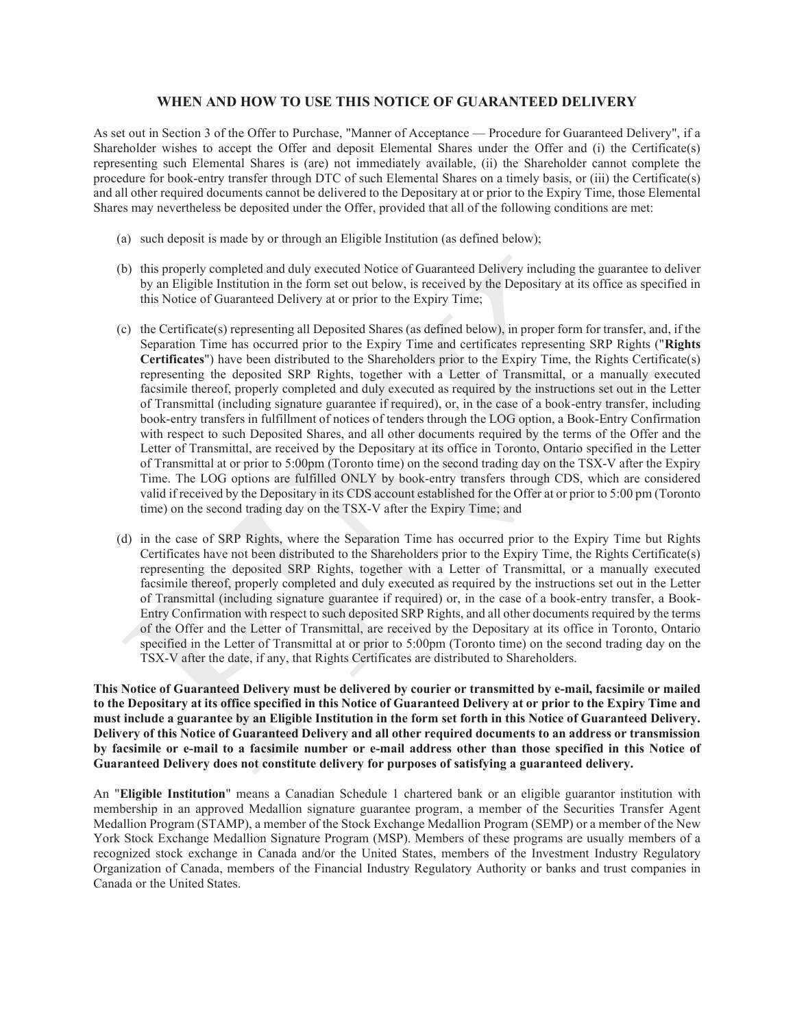## WHEN AND HOW TO USE THIS NOTICE OF GUARANTEED DELIVERY

As set out in Section 3 of the Offer to Purchase, "Manner of Acceptance — Procedure for Guaranteed Delivery", if a Shareholder wishes to accept the Offer and deposit Elemental Shares under the Offer and (i) the Certificate(s) representing such Elemental Shares is (are) not immediately available, (ii) the Shareholder cannot complete the procedure for book-entry transfer through DTC of such Elemental Shares on a timely basis, or (iii) the Certificate(s) and all other required documents cannot be delivered to the Depositary at or prior to the Expiry Time, those Elemental Shares may nevertheless be deposited under the Offer, provided that all of the following conditions are met:

(a) such deposit is made by or through an Eligible Institution (as defined below);

(b) this properly completed and duly executed Notice of Guaranteed Delivery including the guarantee to deliver by an Eligible Institution in the form set out below, is received by the Depositary at its office as specified in this Notice of Guaranteed Delivery at or prior to the Expiry Time;

(c) the Certificate(s) representing all Deposited Shares (as defined below), in proper form for transfer, and, if the Separation Time has occurred prior to the Expiry Time and certificates representing SRP Rights ("**Rights Certificates**") have been distributed to the Shareholders prior to the Expiry Time, the Rights Certificate(s) representing the deposited SRP Rights, together with a Letter of Transmittal, or a manually executed facsimile thereof, properly completed and duly executed as required by the instructions set out in the Letter of Transmittal (including signature guarantee if required), or, in the case of a book-entry transfer, including book-entry transfers in fulfillment of notices of tenders through the LOG option, a Book-Entry Confirmation with respect to such Deposited Shares, and all other documents required by the terms of the Offer and the Letter of Transmittal, are received by the Depositary at its office in Toronto, Ontario specified in the Letter of Transmittal at or prior to 5:00pm (Toronto time) on the second trading day on the TSX-V after the Expiry Time. The LOG options are fulfilled ONLY by book-entry transfers through CDS, which are considered valid if received by the Depositary in its CDS account established for the Offer at or prior to 5:00 pm (Toronto time) on the second trading day on the TSX-V after the Expiry Time; and

(d) in the case of SRP Rights, where the Separation Time has occurred prior to the Expiry Time but Rights Certificates have not been distributed to the Shareholders prior to the Expiry Time, the Rights Certificate(s) representing the deposited SRP Rights, together with a Letter of Transmittal, or a manually executed facsimile thereof, properly completed and duly executed as required by the instructions set out in the Letter of Transmittal (including signature guarantee if required) or, in the case of a book-entry transfer, a Book-Entry Confirmation with respect to such deposited SRP Rights, and all other documents required by the terms of the Offer and the Letter of Transmittal, are received by the Depositary at its office in Toronto, Ontario specified in the Letter of Transmittal at or prior to 5:00pm (Toronto time) on the second trading day on the TSX-V after the date, if any, that Rights Certificates are distributed to Shareholders.

**This Notice of Guaranteed Delivery must be delivered by courier or transmitted by e-mail, facsimile or mailed to the Depositary at its office specified in this Notice of Guaranteed Delivery at or prior to the Expiry Time and must include a guarantee by an Eligible Institution in the form set forth in this Notice of Guaranteed Delivery. Delivery of this Notice of Guaranteed Delivery and all other required documents to an address or transmission by facsimile or e-mail to a facsimile number or e-mail address other than those specified in this Notice of Guaranteed Delivery does not constitute delivery for purposes of satisfying a guaranteed delivery.**

An "**Eligible Institution**" means a Canadian Schedule 1 chartered bank or an eligible guarantor institution with membership in an approved Medallion signature guarantee program, a member of the Securities Transfer Agent Medallion Program (STAMP), a member of the Stock Exchange Medallion Program (SEMP) or a member of the New York Stock Exchange Medallion Signature Program (MSP). Members of these programs are usually members of a recognized stock exchange in Canada and/or the United States, members of the Investment Industry Regulatory Organization of Canada, members of the Financial Industry Regulatory Authority or banks and trust companies in Canada or the United States.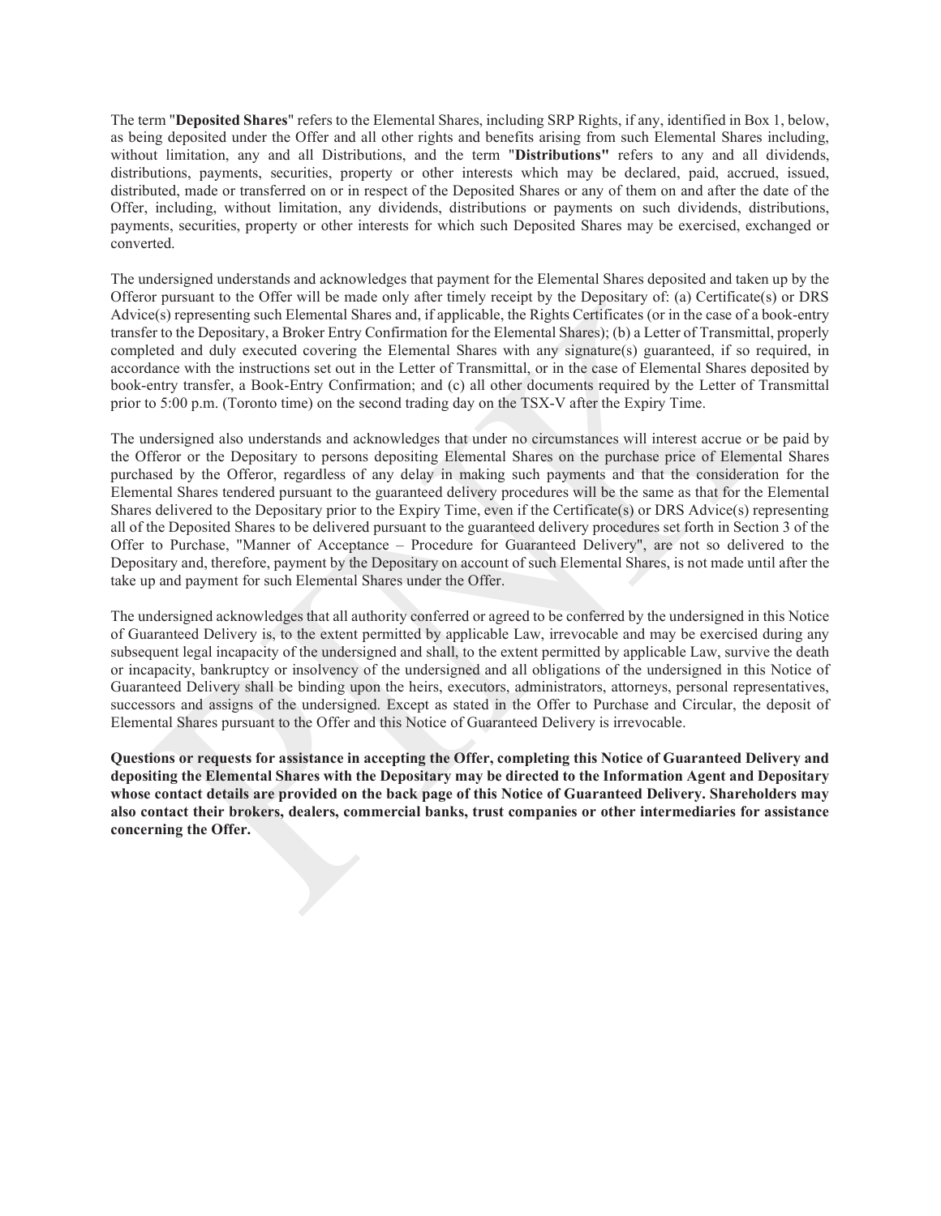The term "**Deposited Shares**" refers to the Elemental Shares, including SRP Rights, if any, identified in Box 1, below, as being deposited under the Offer and all other rights and benefits arising from such Elemental Shares including, without limitation, any and all Distributions, and the term "**Distributions"** refers to any and all dividends, distributions, payments, securities, property or other interests which may be declared, paid, accrued, issued, distributed, made or transferred on or in respect of the Deposited Shares or any of them on and after the date of the Offer, including, without limitation, any dividends, distributions or payments on such dividends, distributions, payments, securities, property or other interests for which such Deposited Shares may be exercised, exchanged or converted.

The undersigned understands and acknowledges that payment for the Elemental Shares deposited and taken up by the Offeror pursuant to the Offer will be made only after timely receipt by the Depositary of: (a) Certificate(s) or DRS Advice(s) representing such Elemental Shares and, if applicable, the Rights Certificates (or in the case of a book-entry transfer to the Depositary, a Broker Entry Confirmation for the Elemental Shares); (b) a Letter of Transmittal, properly completed and duly executed covering the Elemental Shares with any signature(s) guaranteed, if so required, in accordance with the instructions set out in the Letter of Transmittal, or in the case of Elemental Shares deposited by book-entry transfer, a Book-Entry Confirmation; and (c) all other documents required by the Letter of Transmittal prior to 5:00 p.m. (Toronto time) on the second trading day on the TSX-V after the Expiry Time.

The undersigned also understands and acknowledges that under no circumstances will interest accrue or be paid by the Offeror or the Depositary to persons depositing Elemental Shares on the purchase price of Elemental Shares purchased by the Offeror, regardless of any delay in making such payments and that the consideration for the Elemental Shares tendered pursuant to the guaranteed delivery procedures will be the same as that for the Elemental Shares delivered to the Depositary prior to the Expiry Time, even if the Certificate(s) or DRS Advice(s) representing all of the Deposited Shares to be delivered pursuant to the guaranteed delivery procedures set forth in Section 3 of the Offer to Purchase, "Manner of Acceptance – Procedure for Guaranteed Delivery", are not so delivered to the Depositary and, therefore, payment by the Depositary on account of such Elemental Shares, is not made until after the take up and payment for such Elemental Shares under the Offer.

The undersigned acknowledges that all authority conferred or agreed to be conferred by the undersigned in this Notice of Guaranteed Delivery is, to the extent permitted by applicable Law, irrevocable and may be exercised during any subsequent legal incapacity of the undersigned and shall, to the extent permitted by applicable Law, survive the death or incapacity, bankruptcy or insolvency of the undersigned and all obligations of the undersigned in this Notice of Guaranteed Delivery shall be binding upon the heirs, executors, administrators, attorneys, personal representatives, successors and assigns of the undersigned. Except as stated in the Offer to Purchase and Circular, the deposit of Elemental Shares pursuant to the Offer and this Notice of Guaranteed Delivery is irrevocable.

**Questions or requests for assistance in accepting the Offer, completing this Notice of Guaranteed Delivery and depositing the Elemental Shares with the Depositary may be directed to the Information Agent and Depositary whose contact details are provided on the back page of this Notice of Guaranteed Delivery. Shareholders may also contact their brokers, dealers, commercial banks, trust companies or other intermediaries for assistance concerning the Offer.**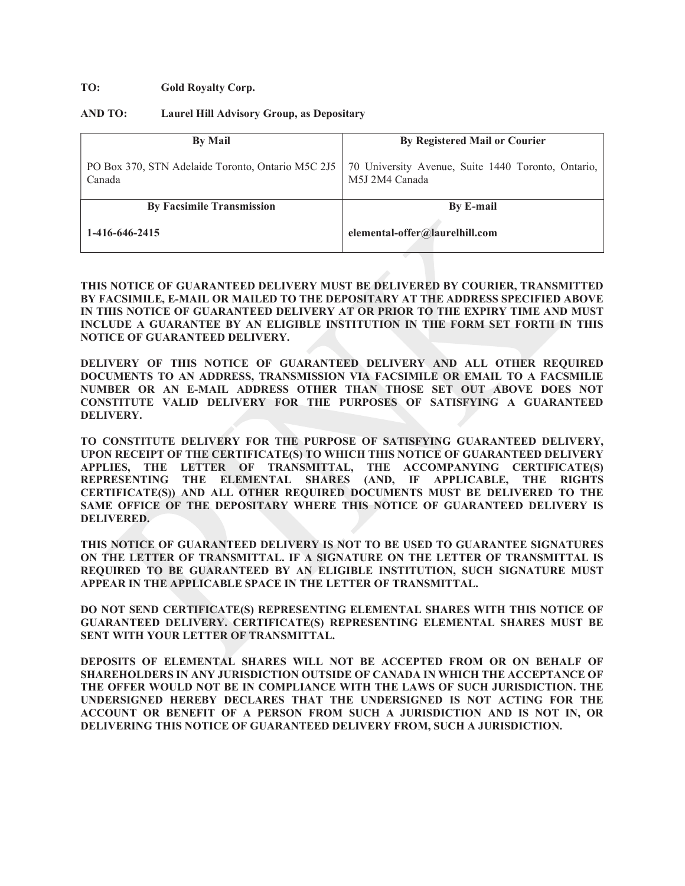**TO:** **Gold Royalty Corp.**

**AND TO:** **Laurel Hill Advisory Group, as Depositary**

| **By Mail** | **By Registered Mail or Courier** |
|---|---|
| PO Box 370, STN Adelaide Toronto, Ontario M5C 2J5 Canada | 70 University Avenue, Suite 1440 Toronto, Ontario, M5J 2M4 Canada |
| **By Facsimile Transmission** | **By E-mail** |
| **1-416-646-2415** | **elemental-offer@laurelhill.com** |

**THIS NOTICE OF GUARANTEED DELIVERY MUST BE DELIVERED BY COURIER, TRANSMITTED BY FACSIMILE, E-MAIL OR MAILED TO THE DEPOSITARY AT THE ADDRESS SPECIFIED ABOVE IN THIS NOTICE OF GUARANTEED DELIVERY AT OR PRIOR TO THE EXPIRY TIME AND MUST INCLUDE A GUARANTEE BY AN ELIGIBLE INSTITUTION IN THE FORM SET FORTH IN THIS NOTICE OF GUARANTEED DELIVERY.**

**DELIVERY OF THIS NOTICE OF GUARANTEED DELIVERY AND ALL OTHER REQUIRED DOCUMENTS TO AN ADDRESS, TRANSMISSION VIA FACSIMILE OR EMAIL TO A FACSMILIE NUMBER OR AN E-MAIL ADDRESS OTHER THAN THOSE SET OUT ABOVE DOES NOT CONSTITUTE VALID DELIVERY FOR THE PURPOSES OF SATISFYING A GUARANTEED DELIVERY.**

**TO CONSTITUTE DELIVERY FOR THE PURPOSE OF SATISFYING GUARANTEED DELIVERY, UPON RECEIPT OF THE CERTIFICATE(S) TO WHICH THIS NOTICE OF GUARANTEED DELIVERY APPLIES, THE LETTER OF TRANSMITTAL, THE ACCOMPANYING CERTIFICATE(S) REPRESENTING THE ELEMENTAL SHARES (AND, IF APPLICABLE, THE RIGHTS CERTIFICATE(S)) AND ALL OTHER REQUIRED DOCUMENTS MUST BE DELIVERED TO THE SAME OFFICE OF THE DEPOSITARY WHERE THIS NOTICE OF GUARANTEED DELIVERY IS DELIVERED.**

**THIS NOTICE OF GUARANTEED DELIVERY IS NOT TO BE USED TO GUARANTEE SIGNATURES ON THE LETTER OF TRANSMITTAL. IF A SIGNATURE ON THE LETTER OF TRANSMITTAL IS REQUIRED TO BE GUARANTEED BY AN ELIGIBLE INSTITUTION, SUCH SIGNATURE MUST APPEAR IN THE APPLICABLE SPACE IN THE LETTER OF TRANSMITTAL.**

**DO NOT SEND CERTIFICATE(S) REPRESENTING ELEMENTAL SHARES WITH THIS NOTICE OF GUARANTEED DELIVERY. CERTIFICATE(S) REPRESENTING ELEMENTAL SHARES MUST BE SENT WITH YOUR LETTER OF TRANSMITTAL.**

**DEPOSITS OF ELEMENTAL SHARES WILL NOT BE ACCEPTED FROM OR ON BEHALF OF SHAREHOLDERS IN ANY JURISDICTION OUTSIDE OF CANADA IN WHICH THE ACCEPTANCE OF THE OFFER WOULD NOT BE IN COMPLIANCE WITH THE LAWS OF SUCH JURISDICTION. THE UNDERSIGNED HEREBY DECLARES THAT THE UNDERSIGNED IS NOT ACTING FOR THE ACCOUNT OR BENEFIT OF A PERSON FROM SUCH A JURISDICTION AND IS NOT IN, OR DELIVERING THIS NOTICE OF GUARANTEED DELIVERY FROM, SUCH A JURISDICTION.**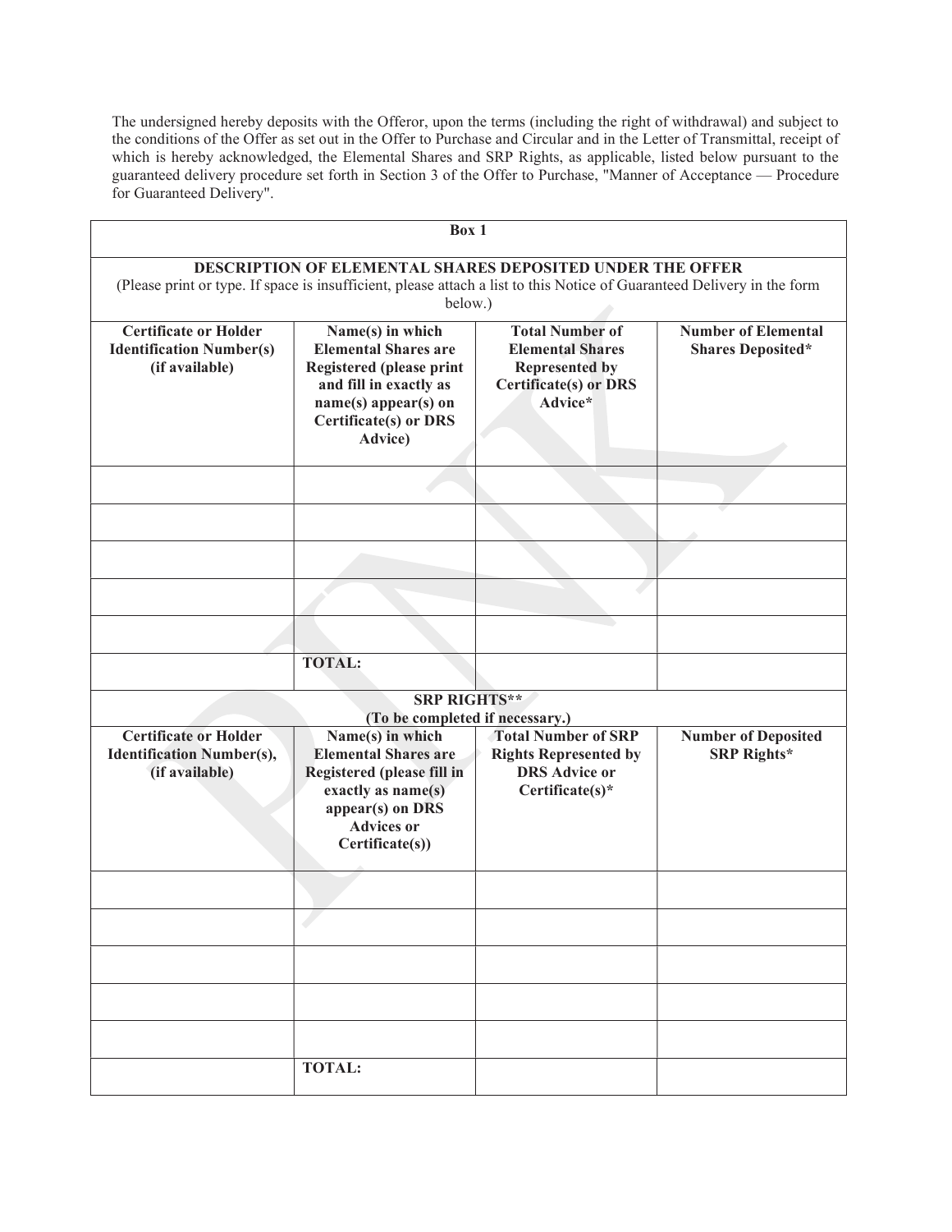The undersigned hereby deposits with the Offeror, upon the terms (including the right of withdrawal) and subject to the conditions of the Offer as set out in the Offer to Purchase and Circular and in the Letter of Transmittal, receipt of which is hereby acknowledged, the Elemental Shares and SRP Rights, as applicable, listed below pursuant to the guaranteed delivery procedure set forth in Section 3 of the Offer to Purchase, "Manner of Acceptance — Procedure for Guaranteed Delivery".

| **Box 1** | | | |
|---|---|---|---|
| **DESCRIPTION OF ELEMENTAL SHARES DEPOSITED UNDER THE OFFER** (Please print or type. If space is insufficient, please attach a list to this Notice of Guaranteed Delivery in the form below.) | | | |
| **Certificate or Holder Identification Number(s) (if available)** | **Name(s) in which Elemental Shares are Registered (please print and fill in exactly as name(s) appear(s) on Certificate(s) or DRS Advice)** | **Total Number of Elemental Shares Represented by Certificate(s) or DRS Advice*** | **Number of Elemental Shares Deposited*** |
| | | | |
| | | | |
| | | | |
| | | | |
| | | | |
| | **TOTAL:** | | |
| **SRP RIGHTS**** (To be completed if necessary.) | | | |
| **Certificate or Holder Identification Number(s), (if available)** | **Name(s) in which Elemental Shares are Registered (please fill in exactly as name(s) appear(s) on DRS Advices or Certificate(s))** | **Total Number of SRP Rights Represented by DRS Advice or Certificate(s)*** | **Number of Deposited SRP Rights*** |
| | | | |
| | | | |
| | | | |
| | | | |
| | | | |
| | **TOTAL:** | | |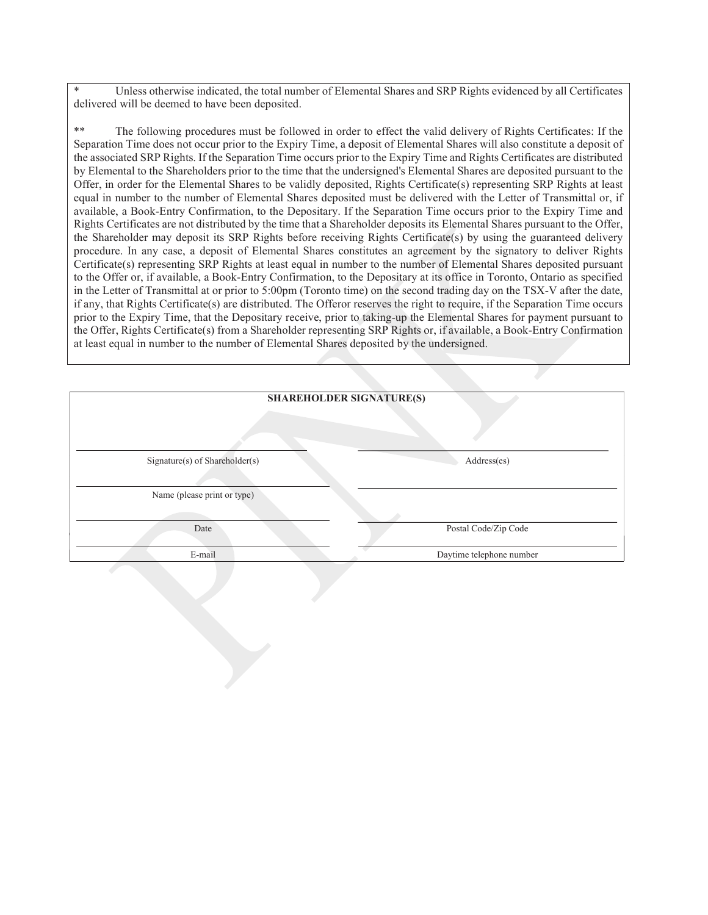\* Unless otherwise indicated, the total number of Elemental Shares and SRP Rights evidenced by all Certificates delivered will be deemed to have been deposited.

\** The following procedures must be followed in order to effect the valid delivery of Rights Certificates: If the Separation Time does not occur prior to the Expiry Time, a deposit of Elemental Shares will also constitute a deposit of the associated SRP Rights. If the Separation Time occurs prior to the Expiry Time and Rights Certificates are distributed by Elemental to the Shareholders prior to the time that the undersigned's Elemental Shares are deposited pursuant to the Offer, in order for the Elemental Shares to be validly deposited, Rights Certificate(s) representing SRP Rights at least equal in number to the number of Elemental Shares deposited must be delivered with the Letter of Transmittal or, if available, a Book-Entry Confirmation, to the Depositary. If the Separation Time occurs prior to the Expiry Time and Rights Certificates are not distributed by the time that a Shareholder deposits its Elemental Shares pursuant to the Offer, the Shareholder may deposit its SRP Rights before receiving Rights Certificate(s) by using the guaranteed delivery procedure. In any case, a deposit of Elemental Shares constitutes an agreement by the signatory to deliver Rights Certificate(s) representing SRP Rights at least equal in number to the number of Elemental Shares deposited pursuant to the Offer or, if available, a Book-Entry Confirmation, to the Depositary at its office in Toronto, Ontario as specified in the Letter of Transmittal at or prior to 5:00pm (Toronto time) on the second trading day on the TSX-V after the date, if any, that Rights Certificate(s) are distributed. The Offeror reserves the right to require, if the Separation Time occurs prior to the Expiry Time, that the Depositary receive, prior to taking-up the Elemental Shares for payment pursuant to the Offer, Rights Certificate(s) from a Shareholder representing SRP Rights or, if available, a Book-Entry Confirmation at least equal in number to the number of Elemental Shares deposited by the undersigned.

**SHAREHOLDER SIGNATURE(S)**

| | |
|---|---|
| ______________________________ | ______________________________ |
| Signature(s) of Shareholder(s) | Address(es) |
| ______________________________ | ______________________________ |
| Name (please print or type) | |
| ______________________________ | ______________________________ |
| Date | Postal Code/Zip Code |
| ______________________________ | ______________________________ |
| E-mail | Daytime telephone number |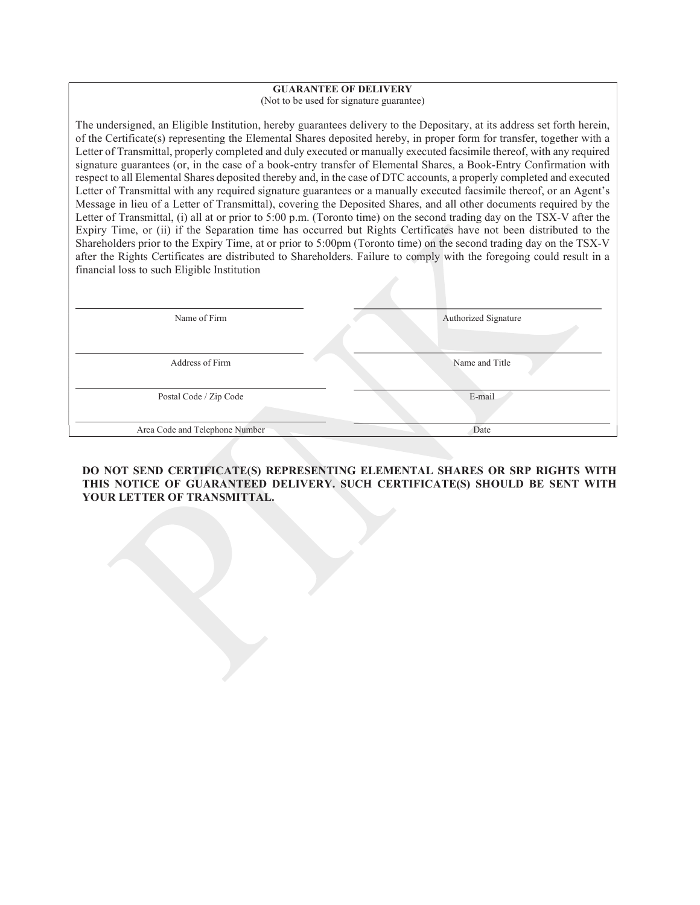**GUARANTEE OF DELIVERY**
(Not to be used for signature guarantee)

The undersigned, an Eligible Institution, hereby guarantees delivery to the Depositary, at its address set forth herein, of the Certificate(s) representing the Elemental Shares deposited hereby, in proper form for transfer, together with a Letter of Transmittal, properly completed and duly executed or manually executed facsimile thereof, with any required signature guarantees (or, in the case of a book-entry transfer of Elemental Shares, a Book-Entry Confirmation with respect to all Elemental Shares deposited thereby and, in the case of DTC accounts, a properly completed and executed Letter of Transmittal with any required signature guarantees or a manually executed facsimile thereof, or an Agent's Message in lieu of a Letter of Transmittal), covering the Deposited Shares, and all other documents required by the Letter of Transmittal, (i) all at or prior to 5:00 p.m. (Toronto time) on the second trading day on the TSX-V after the Expiry Time, or (ii) if the Separation time has occurred but Rights Certificates have not been distributed to the Shareholders prior to the Expiry Time, at or prior to 5:00pm (Toronto time) on the second trading day on the TSX-V after the Rights Certificates are distributed to Shareholders. Failure to comply with the foregoing could result in a financial loss to such Eligible Institution

| | |
|---|---|
| Name of Firm | Authorized Signature |
| Address of Firm | Name and Title |
| Postal Code / Zip Code | E-mail |
| Area Code and Telephone Number | Date |

**DO NOT SEND CERTIFICATE(S) REPRESENTING ELEMENTAL SHARES OR SRP RIGHTS WITH THIS NOTICE OF GUARANTEED DELIVERY. SUCH CERTIFICATE(S) SHOULD BE SENT WITH YOUR LETTER OF TRANSMITTAL.**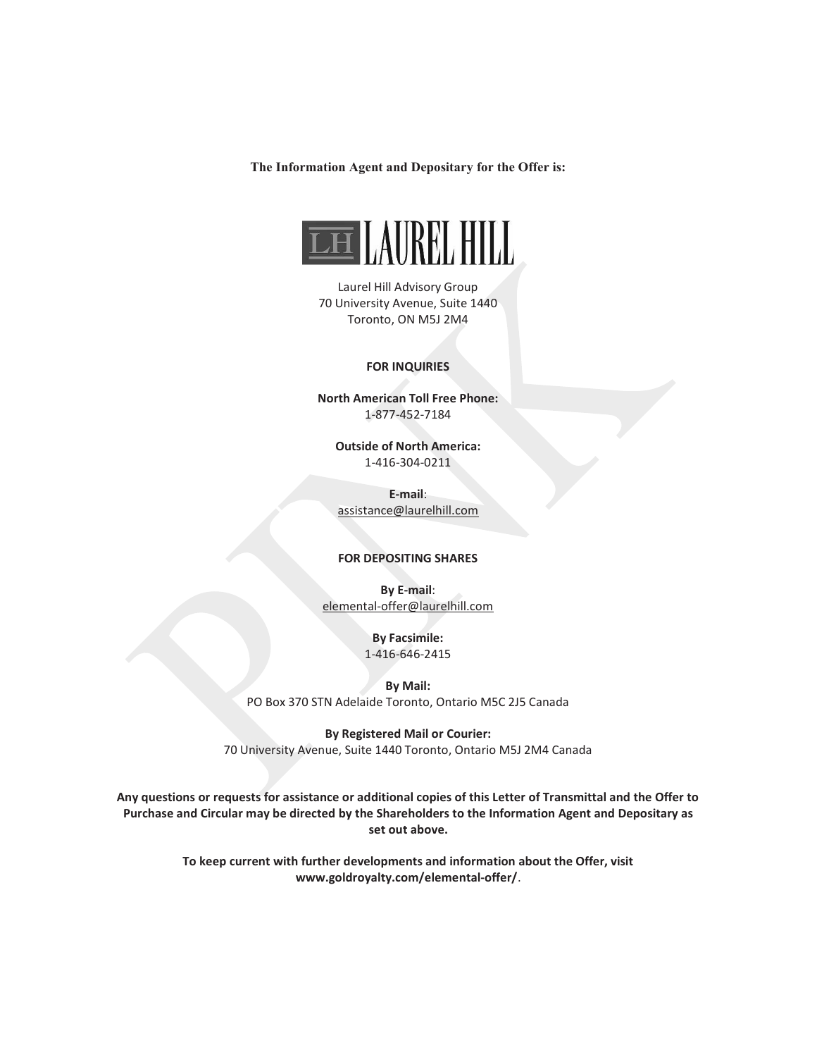**The Information Agent and Depositary for the Offer is:**

LAUREL HILL

Laurel Hill Advisory Group
70 University Avenue, Suite 1440
Toronto, ON M5J 2M4

**FOR INQUIRIES**

**North American Toll Free Phone:**
1-877-452-7184

**Outside of North America:**
1-416-304-0211

**E-mail**:
assistance@laurelhill.com

**FOR DEPOSITING SHARES**

**By E-mail**:
elemental-offer@laurelhill.com

**By Facsimile:**
1-416-646-2415

**By Mail:**
PO Box 370 STN Adelaide Toronto, Ontario M5C 2J5 Canada

**By Registered Mail or Courier:**
70 University Avenue, Suite 1440 Toronto, Ontario M5J 2M4 Canada

**Any questions or requests for assistance or additional copies of this Letter of Transmittal and the Offer to Purchase and Circular may be directed by the Shareholders to the Information Agent and Depositary as set out above.**

**To keep current with further developments and information about the Offer, visit www.goldroyalty.com/elemental-offer/**.